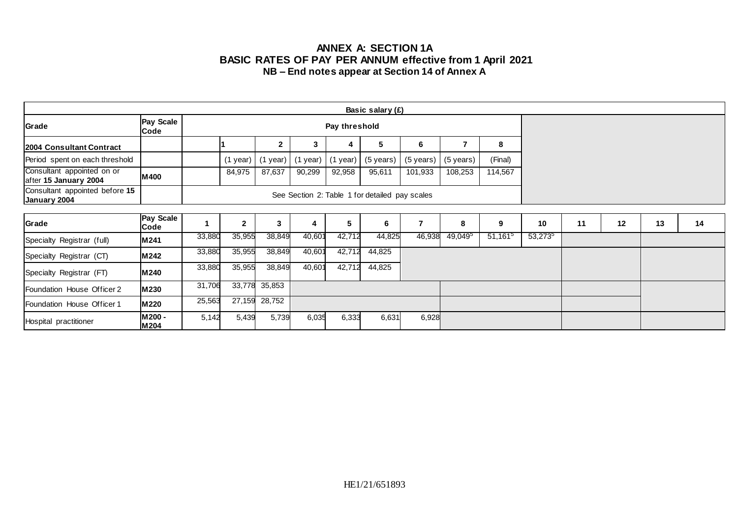# ANNEX A: SECTION 1A
## BASIC RATES OF PAY PER ANNUM effective from 1 April 2021
### NB – End notes appear at Section 14 of Annex A

| Basic salary (£) | | | | | | | | | | |
|---|---|---|---|---|---|---|---|---|---|---|
| **Grade** | **Pay Scale Code** | Pay threshold | | | | | | | | |
| **2004 Consultant Contract** | | | 1 | 2 | 3 | 4 | 5 | 6 | 7 | 8 |
| Period spent on each threshold | | | (1 year) | (1 year) | (1 year) | (1 year) | (5 years) | (5 years) | (5 years) | (Final) |
| Consultant appointed on or after **15 January 2004** | **M400** | | 84,975 | 87,637 | 90,299 | 92,958 | 95,611 | 101,933 | 108,253 | 114,567 |
| Consultant appointed before **15 January 2004** | | See Section 2: Table 1 for detailed pay scales | | | | | | | | |

| **Grade** | **Pay Scale Code** | **1** | **2** | **3** | **4** | **5** | **6** | **7** | **8** | **9** | **10** | **11** | **12** | **13** | **14** |
|---|---|---|---|---|---|---|---|---|---|---|---|---|---|---|---|
| Specialty Registrar (full) | **M241** | 33,880 | 35,955 | 38,849 | 40,601 | 42,712 | 44,825 | 46,938 | 49,049[5] | 51,161[5] | 53,273[5] | | | | |
| Specialty Registrar (CT) | **M242** | 33,880 | 35,955 | 38,849 | 40,601 | 42,712 | 44,825 | | | | | | | | |
| Specialty Registrar (FT) | **M240** | 33,880 | 35,955 | 38,849 | 40,601 | 42,712 | 44,825 | | | | | | | | |
| Foundation House Officer 2 | **M230** | 31,706 | 33,778 | 35,853 | | | | | | | | | | | |
| Foundation House Officer 1 | **M220** | 25,563 | 27,159 | 28,752 | | | | | | | | | | | |
| Hospital practitioner | **M200 - M204** | 5,142 | 5,439 | 5,739 | 6,035 | 6,333 | 6,631 | 6,928 | | | | | | | |

HE1/21/651893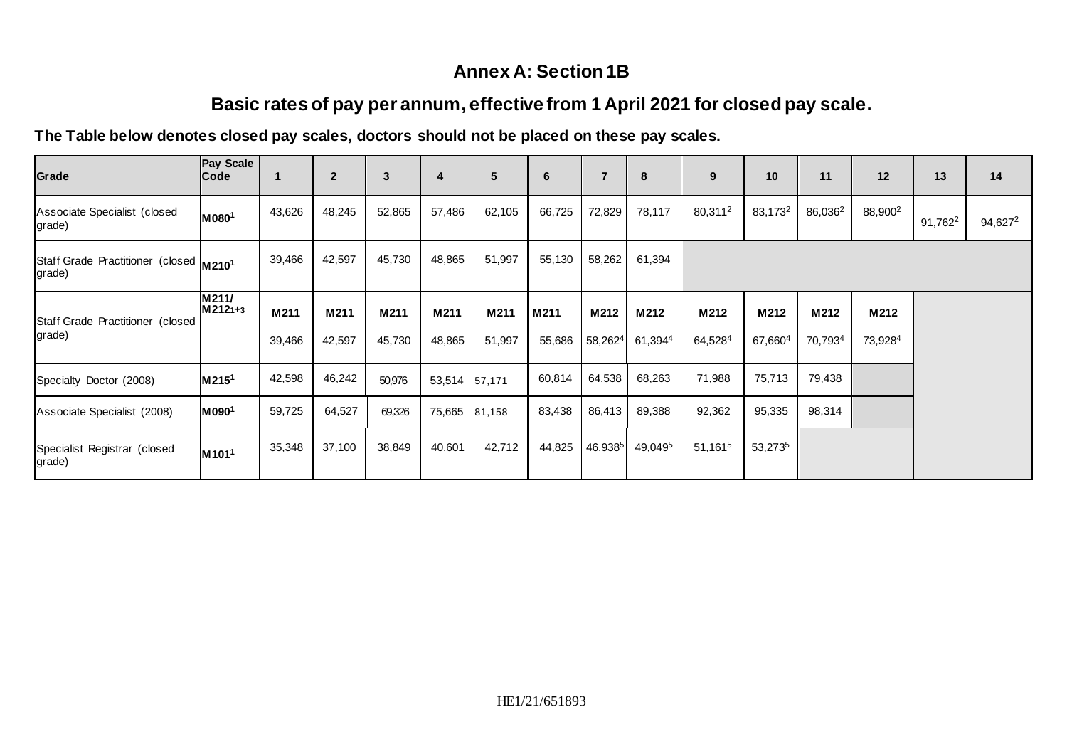## Annex A: Section 1B

## Basic rates of pay per annum, effective from 1 April 2021 for closed pay scale.

**The Table below denotes closed pay scales, doctors should not be placed on these pay scales.**

| Grade | Pay Scale Code | 1 | 2 | 3 | 4 | 5 | 6 | 7 | 8 | 9 | 10 | 11 | 12 | 13 | 14 |
|---|---|---|---|---|---|---|---|---|---|---|---|---|---|---|---|
| Associate Specialist (closed grade) | **M080**[1] | 43,626 | 48,245 | 52,865 | 57,486 | 62,105 | 66,725 | 72,829 | 78,117 | 80,311[2] | 83,173[2] | 86,036[2] | 88,900[2] | 91,762[2] | 94,627[2] |
| Staff Grade Practitioner (closed grade) | **M210**[1] | 39,466 | 42,597 | 45,730 | 48,865 | 51,997 | 55,130 | 58,262 | 61,394 | | | | | | |
| Staff Grade Practitioner (closed grade) | **M211/ M212**[1+3] | **M211** | **M211** | **M211** | **M211** | **M211** | **M211** | **M212** | **M212** | **M212** | **M212** | **M212** | **M212** | | |
| | | 39,466 | 42,597 | 45,730 | 48,865 | 51,997 | 55,686 | 58,262[4] | 61,394[4] | 64,528[4] | 67,660[4] | 70,793[4] | 73,928[4] | | |
| Specialty Doctor (2008) | **M215**[1] | 42,598 | 46,242 | 50,976 | 53,514 | 57,171 | 60,814 | 64,538 | 68,263 | 71,988 | 75,713 | 79,438 | | | |
| Associate Specialist (2008) | **M090**[1] | 59,725 | 64,527 | 69,326 | 75,665 | 81,158 | 83,438 | 86,413 | 89,388 | 92,362 | 95,335 | 98,314 | | | |
| Specialist Registrar (closed grade) | **M101**[1] | 35,348 | 37,100 | 38,849 | 40,601 | 42,712 | 44,825 | 46,938[5] | 49,049[5] | 51,161[5] | 53,273[5] | | | | |

HE1/21/651893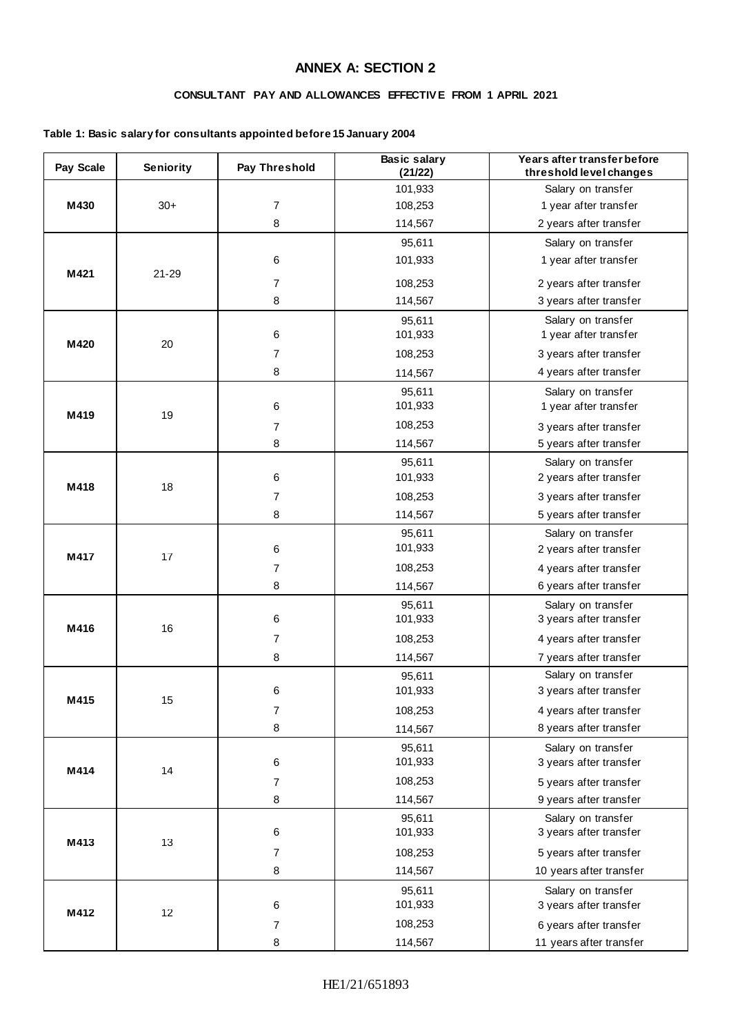## ANNEX A: SECTION 2

### CONSULTANT PAY AND ALLOWANCES EFFECTIVE FROM 1 APRIL 2021

**Table 1: Basic salary for consultants appointed before 15 January 2004**

| Pay Scale | Seniority | Pay Threshold | Basic salary (21/22) | Years after transfer before threshold level changes |
|---|---|---|---|---|
| **M430** | 30+ | | 101,933 | Salary on transfer |
| | | 7 | 108,253 | 1 year after transfer |
| | | 8 | 114,567 | 2 years after transfer |
| **M421** | 21-29 | | 95,611 | Salary on transfer |
| | | 6 | 101,933 | 1 year after transfer |
| | | 7 | 108,253 | 2 years after transfer |
| | | 8 | 114,567 | 3 years after transfer |
| **M420** | 20 | | 95,611 | Salary on transfer |
| | | 6 | 101,933 | 1 year after transfer |
| | | 7 | 108,253 | 3 years after transfer |
| | | 8 | 114,567 | 4 years after transfer |
| **M419** | 19 | | 95,611 | Salary on transfer |
| | | 6 | 101,933 | 1 year after transfer |
| | | 7 | 108,253 | 3 years after transfer |
| | | 8 | 114,567 | 5 years after transfer |
| **M418** | 18 | | 95,611 | Salary on transfer |
| | | 6 | 101,933 | 2 years after transfer |
| | | 7 | 108,253 | 3 years after transfer |
| | | 8 | 114,567 | 5 years after transfer |
| **M417** | 17 | | 95,611 | Salary on transfer |
| | | 6 | 101,933 | 2 years after transfer |
| | | 7 | 108,253 | 4 years after transfer |
| | | 8 | 114,567 | 6 years after transfer |
| **M416** | 16 | | 95,611 | Salary on transfer |
| | | 6 | 101,933 | 3 years after transfer |
| | | 7 | 108,253 | 4 years after transfer |
| | | 8 | 114,567 | 7 years after transfer |
| **M415** | 15 | | 95,611 | Salary on transfer |
| | | 6 | 101,933 | 3 years after transfer |
| | | 7 | 108,253 | 4 years after transfer |
| | | 8 | 114,567 | 8 years after transfer |
| **M414** | 14 | | 95,611 | Salary on transfer |
| | | 6 | 101,933 | 3 years after transfer |
| | | 7 | 108,253 | 5 years after transfer |
| | | 8 | 114,567 | 9 years after transfer |
| **M413** | 13 | | 95,611 | Salary on transfer |
| | | 6 | 101,933 | 3 years after transfer |
| | | 7 | 108,253 | 5 years after transfer |
| | | 8 | 114,567 | 10 years after transfer |
| **M412** | 12 | | 95,611 | Salary on transfer |
| | | 6 | 101,933 | 3 years after transfer |
| | | 7 | 108,253 | 6 years after transfer |
| | | 8 | 114,567 | 11 years after transfer |

HE1/21/651893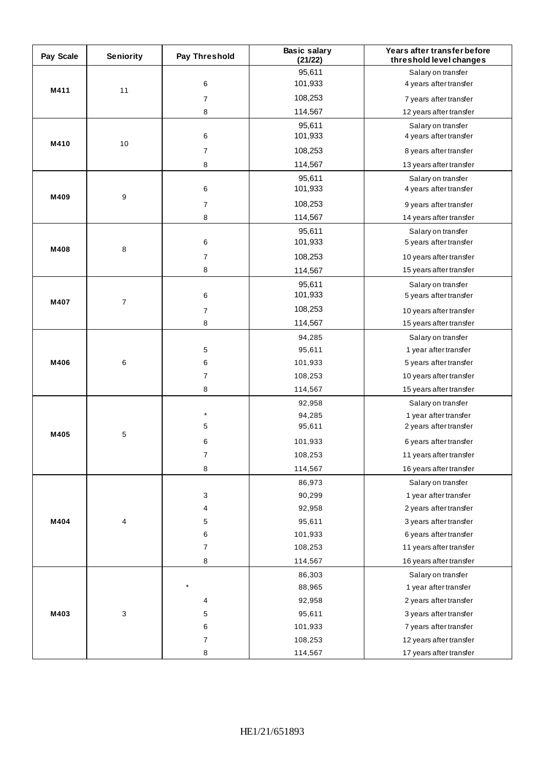| Pay Scale | Seniority | Pay Threshold | Basic salary (21/22) | Years after transfer before threshold level changes |
|---|---|---|---|---|
| M411 | 11 | | 95,611 | Salary on transfer |
| | | 6 | 101,933 | 4 years after transfer |
| | | 7 | 108,253 | 7 years after transfer |
| | | 8 | 114,567 | 12 years after transfer |
| M410 | 10 | | 95,611 | Salary on transfer |
| | | 6 | 101,933 | 4 years after transfer |
| | | 7 | 108,253 | 8 years after transfer |
| | | 8 | 114,567 | 13 years after transfer |
| M409 | 9 | | 95,611 | Salary on transfer |
| | | 6 | 101,933 | 4 years after transfer |
| | | 7 | 108,253 | 9 years after transfer |
| | | 8 | 114,567 | 14 years after transfer |
| M408 | 8 | | 95,611 | Salary on transfer |
| | | 6 | 101,933 | 5 years after transfer |
| | | 7 | 108,253 | 10 years after transfer |
| | | 8 | 114,567 | 15 years after transfer |
| M407 | 7 | | 95,611 | Salary on transfer |
| | | 6 | 101,933 | 5 years after transfer |
| | | 7 | 108,253 | 10 years after transfer |
| | | 8 | 114,567 | 15 years after transfer |
| M406 | 6 | | 94,285 | Salary on transfer |
| | | 5 | 95,611 | 1 year after transfer |
| | | 6 | 101,933 | 5 years after transfer |
| | | 7 | 108,253 | 10 years after transfer |
| | | 8 | 114,567 | 15 years after transfer |
| M405 | 5 | | 92,958 | Salary on transfer |
| | | * | 94,285 | 1 year after transfer |
| | | 5 | 95,611 | 2 years after transfer |
| | | 6 | 101,933 | 6 years after transfer |
| | | 7 | 108,253 | 11 years after transfer |
| | | 8 | 114,567 | 16 years after transfer |
| M404 | 4 | | 86,973 | Salary on transfer |
| | | 3 | 90,299 | 1 year after transfer |
| | | 4 | 92,958 | 2 years after transfer |
| | | 5 | 95,611 | 3 years after transfer |
| | | 6 | 101,933 | 6 years after transfer |
| | | 7 | 108,253 | 11 years after transfer |
| | | 8 | 114,567 | 16 years after transfer |
| M403 | 3 | | 86,303 | Salary on transfer |
| | | * | 88,965 | 1 year after transfer |
| | | 4 | 92,958 | 2 years after transfer |
| | | 5 | 95,611 | 3 years after transfer |
| | | 6 | 101,933 | 7 years after transfer |
| | | 7 | 108,253 | 12 years after transfer |
| | | 8 | 114,567 | 17 years after transfer |

HE1/21/651893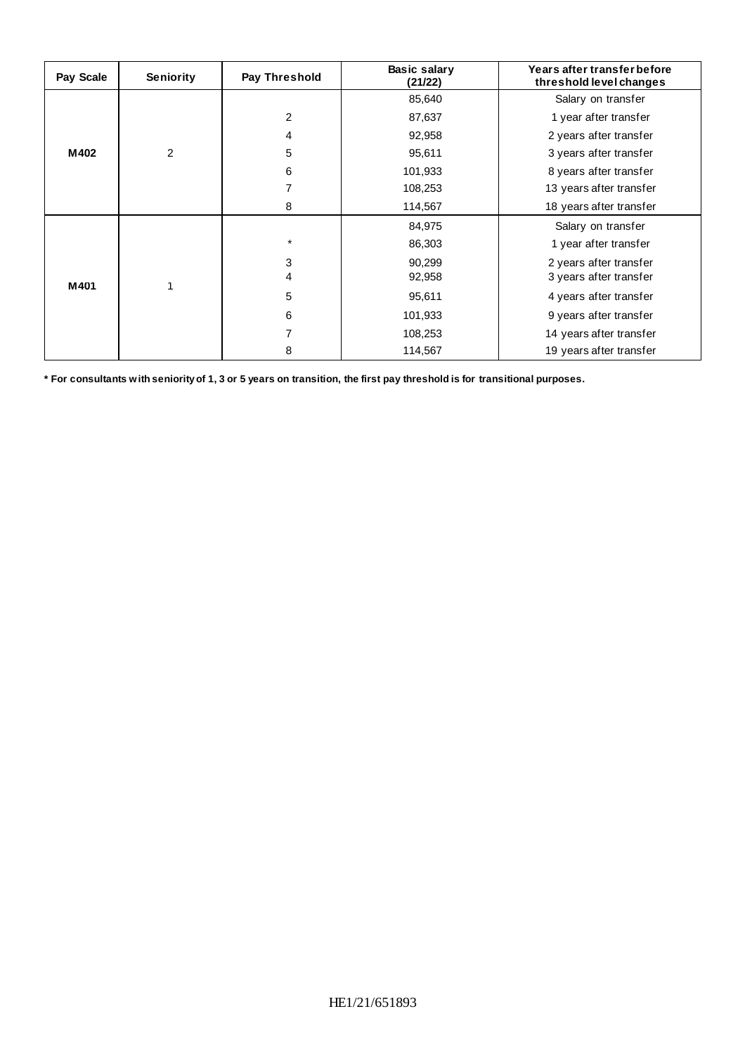| Pay Scale | Seniority | Pay Threshold | Basic salary (21/22) | Years after transfer before threshold level changes |
|---|---|---|---|---|
| M402 | 2 | | 85,640 | Salary on transfer |
| | | 2 | 87,637 | 1 year after transfer |
| | | 4 | 92,958 | 2 years after transfer |
| | | 5 | 95,611 | 3 years after transfer |
| | | 6 | 101,933 | 8 years after transfer |
| | | 7 | 108,253 | 13 years after transfer |
| | | 8 | 114,567 | 18 years after transfer |
| M401 | 1 | | 84,975 | Salary on transfer |
| | | * | 86,303 | 1 year after transfer |
| | | 3 | 90,299 | 2 years after transfer |
| | | 4 | 92,958 | 3 years after transfer |
| | | 5 | 95,611 | 4 years after transfer |
| | | 6 | 101,933 | 9 years after transfer |
| | | 7 | 108,253 | 14 years after transfer |
| | | 8 | 114,567 | 19 years after transfer |

**\* For consultants with seniority of 1, 3 or 5 years on transition, the first pay threshold is for transitional purposes.**

HE1/21/651893